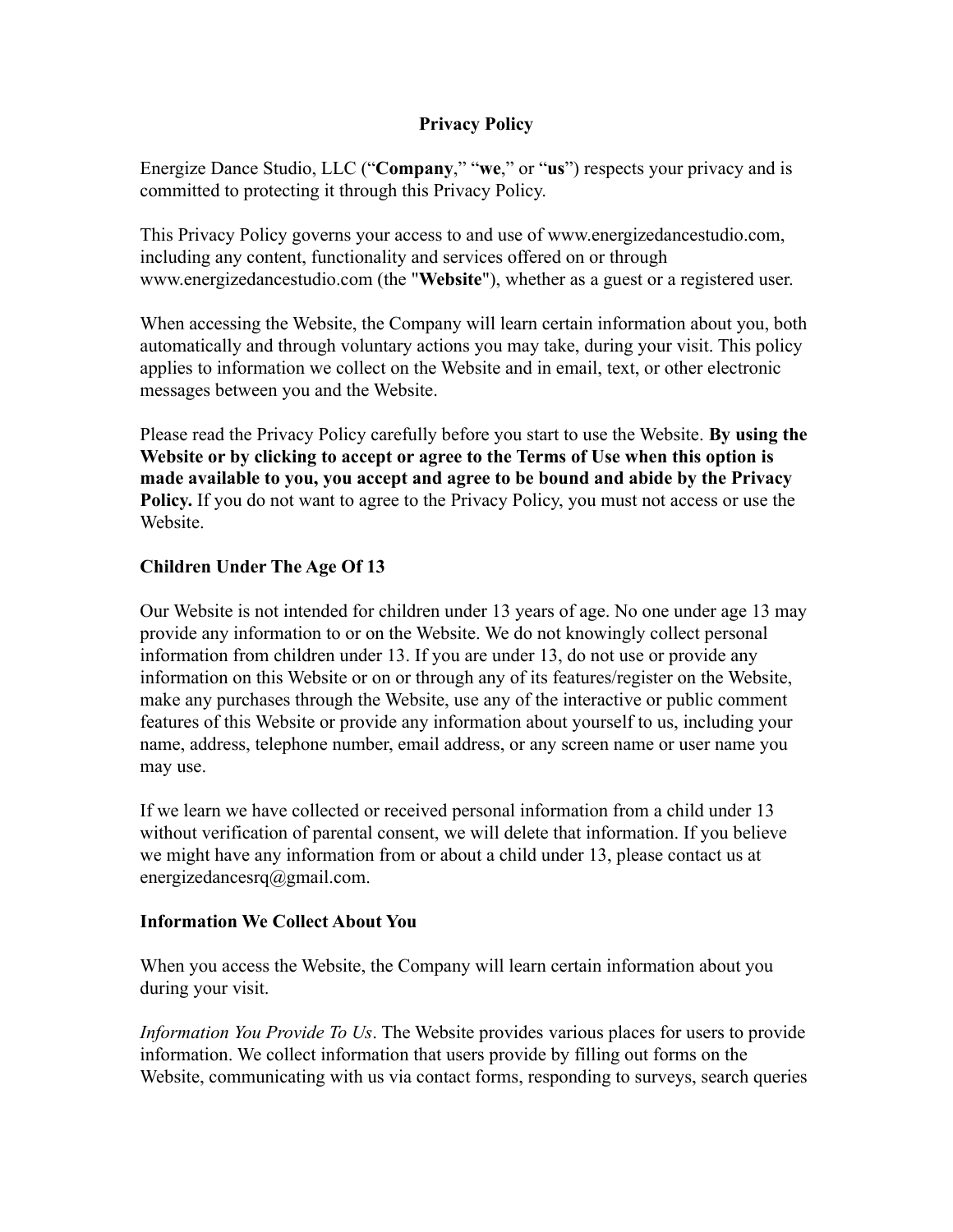# Privacy Policy

Energize Dance Studio, LLC ("**Company**," "**we**," or "**us**") respects your privacy and is committed to protecting it through this Privacy Policy.

This Privacy Policy governs your access to and use of www.energizedancestudio.com, including any content, functionality and services offered on or through www.energizedancestudio.com (the "**Website**"), whether as a guest or a registered user.

When accessing the Website, the Company will learn certain information about you, both automatically and through voluntary actions you may take, during your visit. This policy applies to information we collect on the Website and in email, text, or other electronic messages between you and the Website.

Please read the Privacy Policy carefully before you start to use the Website. **By using the Website or by clicking to accept or agree to the Terms of Use when this option is made available to you, you accept and agree to be bound and abide by the Privacy Policy.** If you do not want to agree to the Privacy Policy, you must not access or use the Website.

## Children Under The Age Of 13

Our Website is not intended for children under 13 years of age. No one under age 13 may provide any information to or on the Website. We do not knowingly collect personal information from children under 13. If you are under 13, do not use or provide any information on this Website or on or through any of its features/register on the Website, make any purchases through the Website, use any of the interactive or public comment features of this Website or provide any information about yourself to us, including your name, address, telephone number, email address, or any screen name or user name you may use.

If we learn we have collected or received personal information from a child under 13 without verification of parental consent, we will delete that information. If you believe we might have any information from or about a child under 13, please contact us at energizedancesrq@gmail.com.

## Information We Collect About You

When you access the Website, the Company will learn certain information about you during your visit.

*Information You Provide To Us*. The Website provides various places for users to provide information. We collect information that users provide by filling out forms on the Website, communicating with us via contact forms, responding to surveys, search queries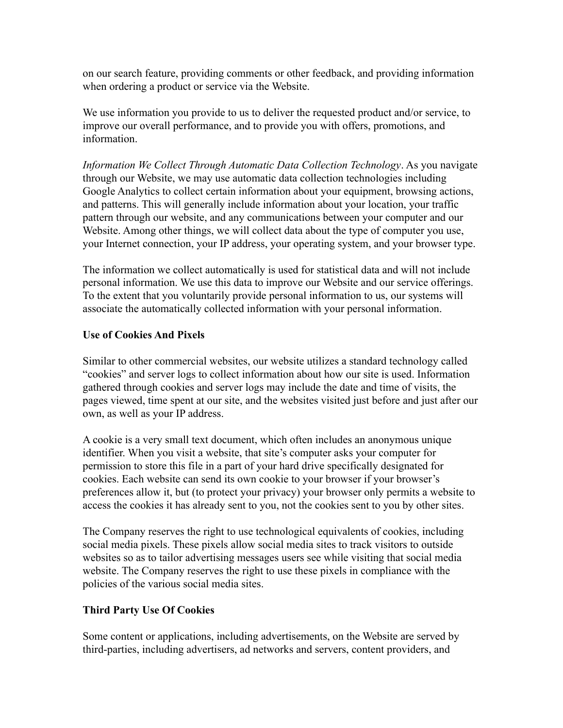on our search feature, providing comments or other feedback, and providing information when ordering a product or service via the Website.

We use information you provide to us to deliver the requested product and/or service, to improve our overall performance, and to provide you with offers, promotions, and information.

*Information We Collect Through Automatic Data Collection Technology*. As you navigate through our Website, we may use automatic data collection technologies including Google Analytics to collect certain information about your equipment, browsing actions, and patterns. This will generally include information about your location, your traffic pattern through our website, and any communications between your computer and our Website. Among other things, we will collect data about the type of computer you use, your Internet connection, your IP address, your operating system, and your browser type.

The information we collect automatically is used for statistical data and will not include personal information. We use this data to improve our Website and our service offerings. To the extent that you voluntarily provide personal information to us, our systems will associate the automatically collected information with your personal information.

**Use of Cookies And Pixels**

Similar to other commercial websites, our website utilizes a standard technology called "cookies" and server logs to collect information about how our site is used. Information gathered through cookies and server logs may include the date and time of visits, the pages viewed, time spent at our site, and the websites visited just before and just after our own, as well as your IP address.

A cookie is a very small text document, which often includes an anonymous unique identifier. When you visit a website, that site's computer asks your computer for permission to store this file in a part of your hard drive specifically designated for cookies. Each website can send its own cookie to your browser if your browser's preferences allow it, but (to protect your privacy) your browser only permits a website to access the cookies it has already sent to you, not the cookies sent to you by other sites.

The Company reserves the right to use technological equivalents of cookies, including social media pixels. These pixels allow social media sites to track visitors to outside websites so as to tailor advertising messages users see while visiting that social media website. The Company reserves the right to use these pixels in compliance with the policies of the various social media sites.

**Third Party Use Of Cookies**

Some content or applications, including advertisements, on the Website are served by third-parties, including advertisers, ad networks and servers, content providers, and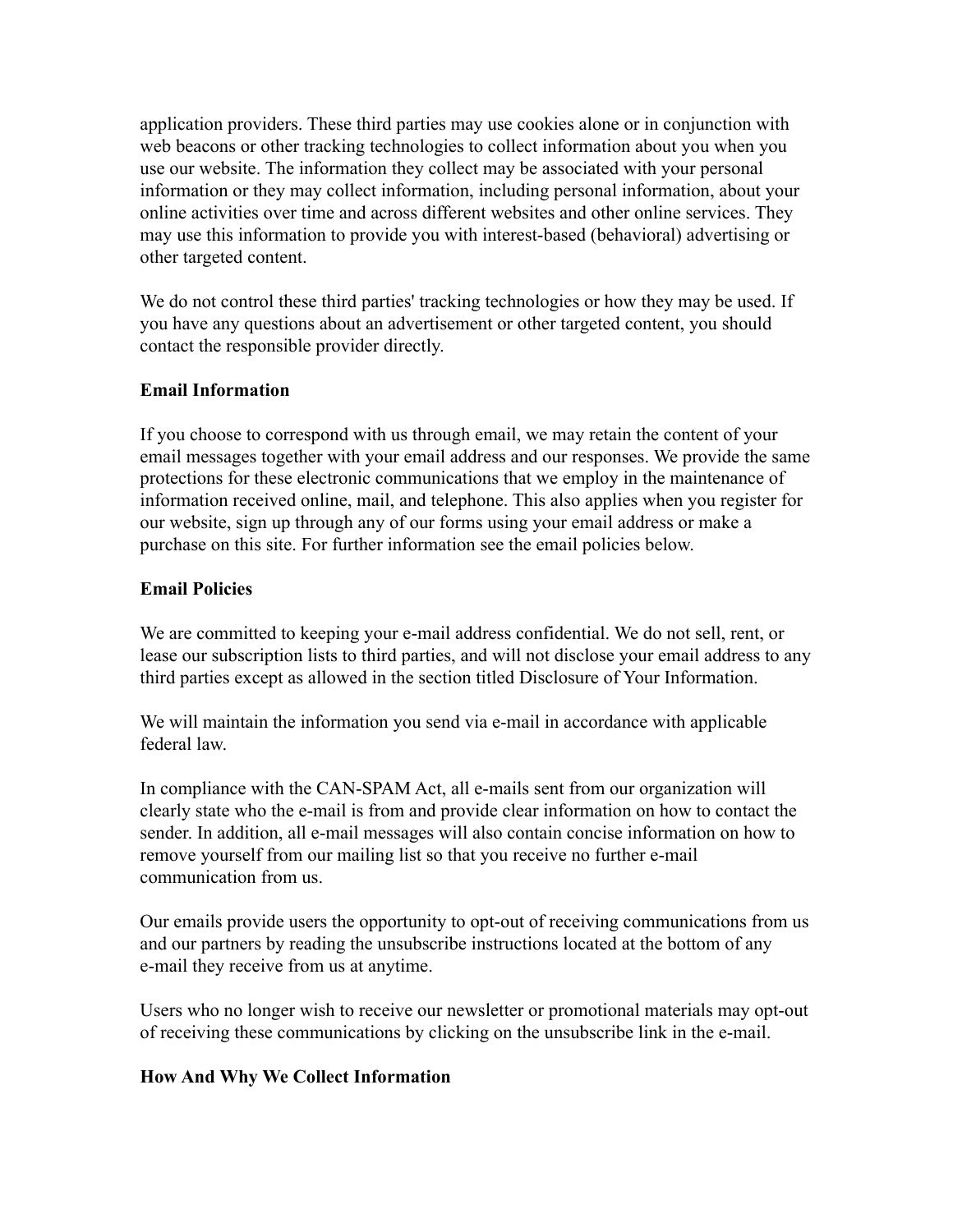application providers. These third parties may use cookies alone or in conjunction with web beacons or other tracking technologies to collect information about you when you use our website. The information they collect may be associated with your personal information or they may collect information, including personal information, about your online activities over time and across different websites and other online services. They may use this information to provide you with interest-based (behavioral) advertising or other targeted content.

We do not control these third parties' tracking technologies or how they may be used. If you have any questions about an advertisement or other targeted content, you should contact the responsible provider directly.

**Email Information**

If you choose to correspond with us through email, we may retain the content of your email messages together with your email address and our responses. We provide the same protections for these electronic communications that we employ in the maintenance of information received online, mail, and telephone. This also applies when you register for our website, sign up through any of our forms using your email address or make a purchase on this site. For further information see the email policies below.

**Email Policies**

We are committed to keeping your e-mail address confidential. We do not sell, rent, or lease our subscription lists to third parties, and will not disclose your email address to any third parties except as allowed in the section titled Disclosure of Your Information.

We will maintain the information you send via e-mail in accordance with applicable federal law.

In compliance with the CAN-SPAM Act, all e-mails sent from our organization will clearly state who the e-mail is from and provide clear information on how to contact the sender. In addition, all e-mail messages will also contain concise information on how to remove yourself from our mailing list so that you receive no further e-mail communication from us.

Our emails provide users the opportunity to opt-out of receiving communications from us and our partners by reading the unsubscribe instructions located at the bottom of any e-mail they receive from us at anytime.

Users who no longer wish to receive our newsletter or promotional materials may opt-out of receiving these communications by clicking on the unsubscribe link in the e-mail.

**How And Why We Collect Information**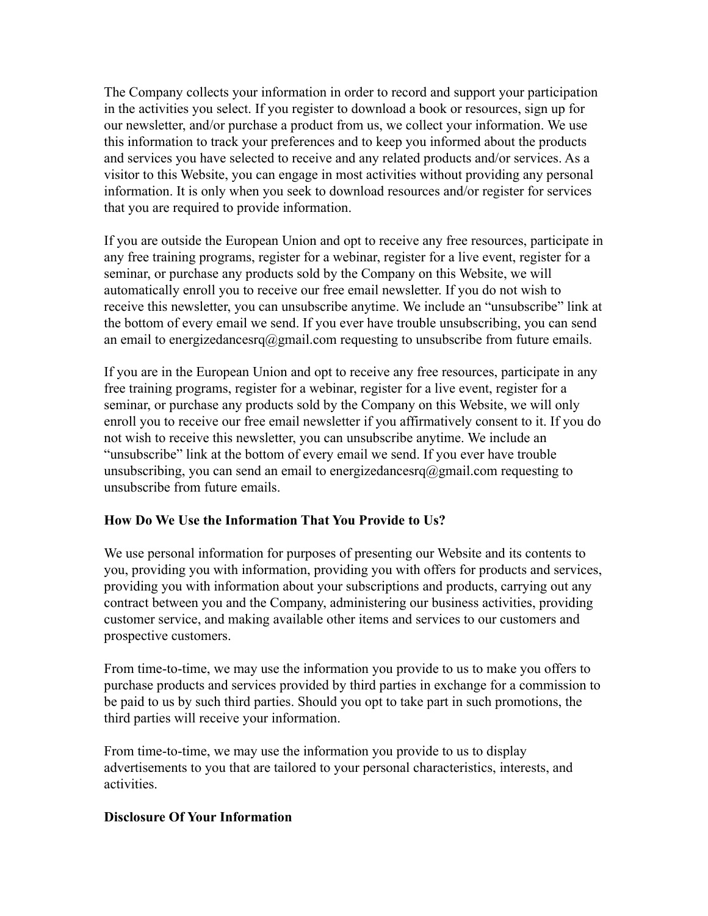The Company collects your information in order to record and support your participation in the activities you select. If you register to download a book or resources, sign up for our newsletter, and/or purchase a product from us, we collect your information. We use this information to track your preferences and to keep you informed about the products and services you have selected to receive and any related products and/or services. As a visitor to this Website, you can engage in most activities without providing any personal information. It is only when you seek to download resources and/or register for services that you are required to provide information.

If you are outside the European Union and opt to receive any free resources, participate in any free training programs, register for a webinar, register for a live event, register for a seminar, or purchase any products sold by the Company on this Website, we will automatically enroll you to receive our free email newsletter. If you do not wish to receive this newsletter, you can unsubscribe anytime. We include an "unsubscribe" link at the bottom of every email we send. If you ever have trouble unsubscribing, you can send an email to energizedancesrq@gmail.com requesting to unsubscribe from future emails.

If you are in the European Union and opt to receive any free resources, participate in any free training programs, register for a webinar, register for a live event, register for a seminar, or purchase any products sold by the Company on this Website, we will only enroll you to receive our free email newsletter if you affirmatively consent to it. If you do not wish to receive this newsletter, you can unsubscribe anytime. We include an "unsubscribe" link at the bottom of every email we send. If you ever have trouble unsubscribing, you can send an email to energizedancesrq@gmail.com requesting to unsubscribe from future emails.

**How Do We Use the Information That You Provide to Us?**

We use personal information for purposes of presenting our Website and its contents to you, providing you with information, providing you with offers for products and services, providing you with information about your subscriptions and products, carrying out any contract between you and the Company, administering our business activities, providing customer service, and making available other items and services to our customers and prospective customers.

From time-to-time, we may use the information you provide to us to make you offers to purchase products and services provided by third parties in exchange for a commission to be paid to us by such third parties. Should you opt to take part in such promotions, the third parties will receive your information.

From time-to-time, we may use the information you provide to us to display advertisements to you that are tailored to your personal characteristics, interests, and activities.

**Disclosure Of Your Information**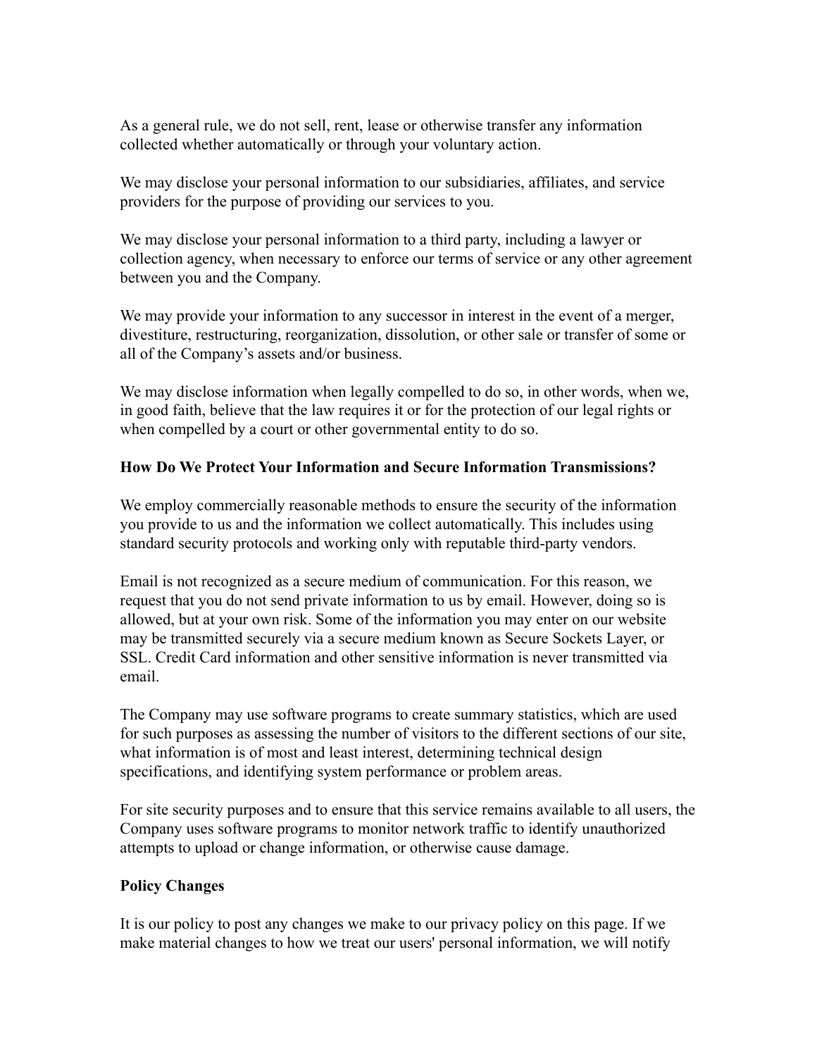As a general rule, we do not sell, rent, lease or otherwise transfer any information collected whether automatically or through your voluntary action.

We may disclose your personal information to our subsidiaries, affiliates, and service providers for the purpose of providing our services to you.

We may disclose your personal information to a third party, including a lawyer or collection agency, when necessary to enforce our terms of service or any other agreement between you and the Company.

We may provide your information to any successor in interest in the event of a merger, divestiture, restructuring, reorganization, dissolution, or other sale or transfer of some or all of the Company's assets and/or business.

We may disclose information when legally compelled to do so, in other words, when we, in good faith, believe that the law requires it or for the protection of our legal rights or when compelled by a court or other governmental entity to do so.

**How Do We Protect Your Information and Secure Information Transmissions?**

We employ commercially reasonable methods to ensure the security of the information you provide to us and the information we collect automatically. This includes using standard security protocols and working only with reputable third-party vendors.

Email is not recognized as a secure medium of communication. For this reason, we request that you do not send private information to us by email. However, doing so is allowed, but at your own risk. Some of the information you may enter on our website may be transmitted securely via a secure medium known as Secure Sockets Layer, or SSL. Credit Card information and other sensitive information is never transmitted via email.

The Company may use software programs to create summary statistics, which are used for such purposes as assessing the number of visitors to the different sections of our site, what information is of most and least interest, determining technical design specifications, and identifying system performance or problem areas.

For site security purposes and to ensure that this service remains available to all users, the Company uses software programs to monitor network traffic to identify unauthorized attempts to upload or change information, or otherwise cause damage.

**Policy Changes**

It is our policy to post any changes we make to our privacy policy on this page. If we make material changes to how we treat our users' personal information, we will notify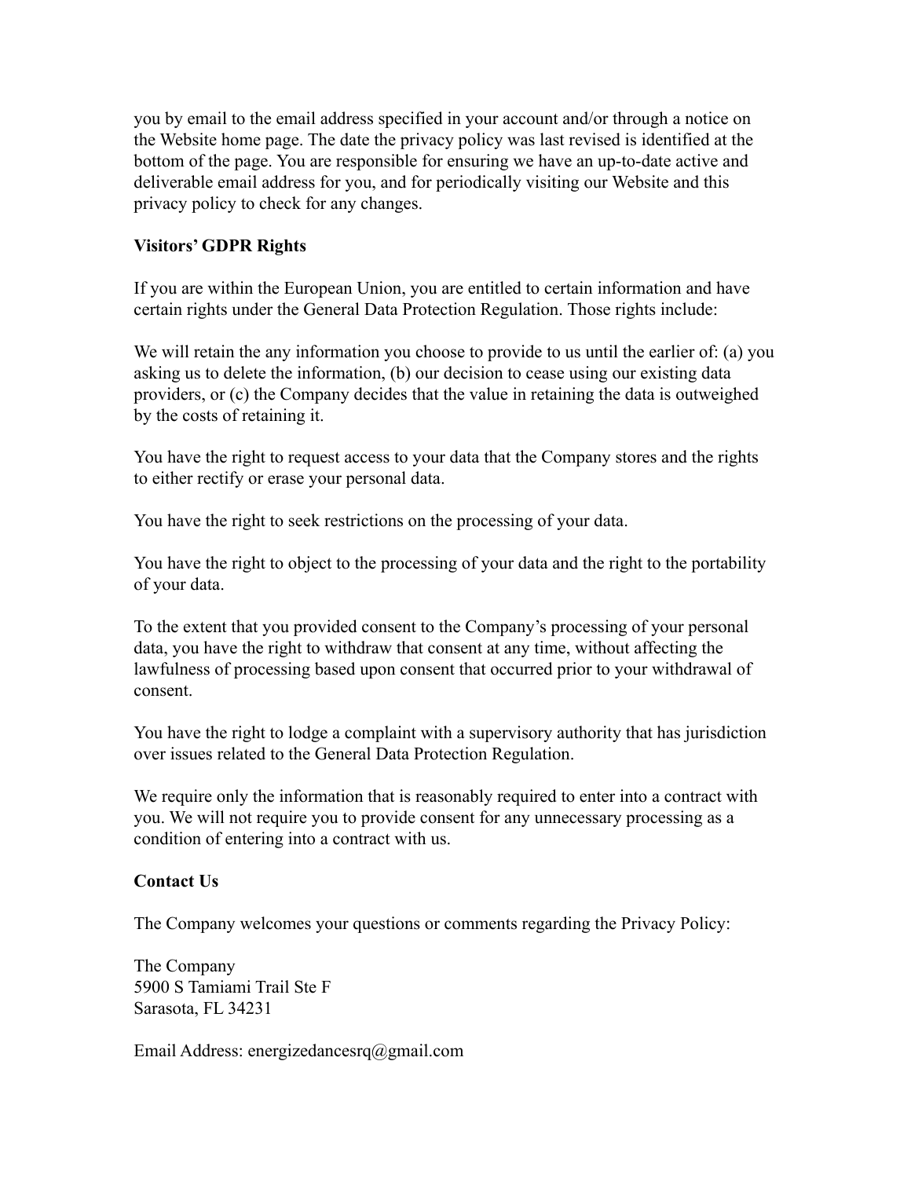you by email to the email address specified in your account and/or through a notice on the Website home page. The date the privacy policy was last revised is identified at the bottom of the page. You are responsible for ensuring we have an up-to-date active and deliverable email address for you, and for periodically visiting our Website and this privacy policy to check for any changes.

**Visitors' GDPR Rights**

If you are within the European Union, you are entitled to certain information and have certain rights under the General Data Protection Regulation. Those rights include:

We will retain the any information you choose to provide to us until the earlier of: (a) you asking us to delete the information, (b) our decision to cease using our existing data providers, or (c) the Company decides that the value in retaining the data is outweighed by the costs of retaining it.

You have the right to request access to your data that the Company stores and the rights to either rectify or erase your personal data.

You have the right to seek restrictions on the processing of your data.

You have the right to object to the processing of your data and the right to the portability of your data.

To the extent that you provided consent to the Company's processing of your personal data, you have the right to withdraw that consent at any time, without affecting the lawfulness of processing based upon consent that occurred prior to your withdrawal of consent.

You have the right to lodge a complaint with a supervisory authority that has jurisdiction over issues related to the General Data Protection Regulation.

We require only the information that is reasonably required to enter into a contract with you. We will not require you to provide consent for any unnecessary processing as a condition of entering into a contract with us.

**Contact Us**

The Company welcomes your questions or comments regarding the Privacy Policy:

The Company
5900 S Tamiami Trail Ste F
Sarasota, FL 34231

Email Address: energizedancesrq@gmail.com